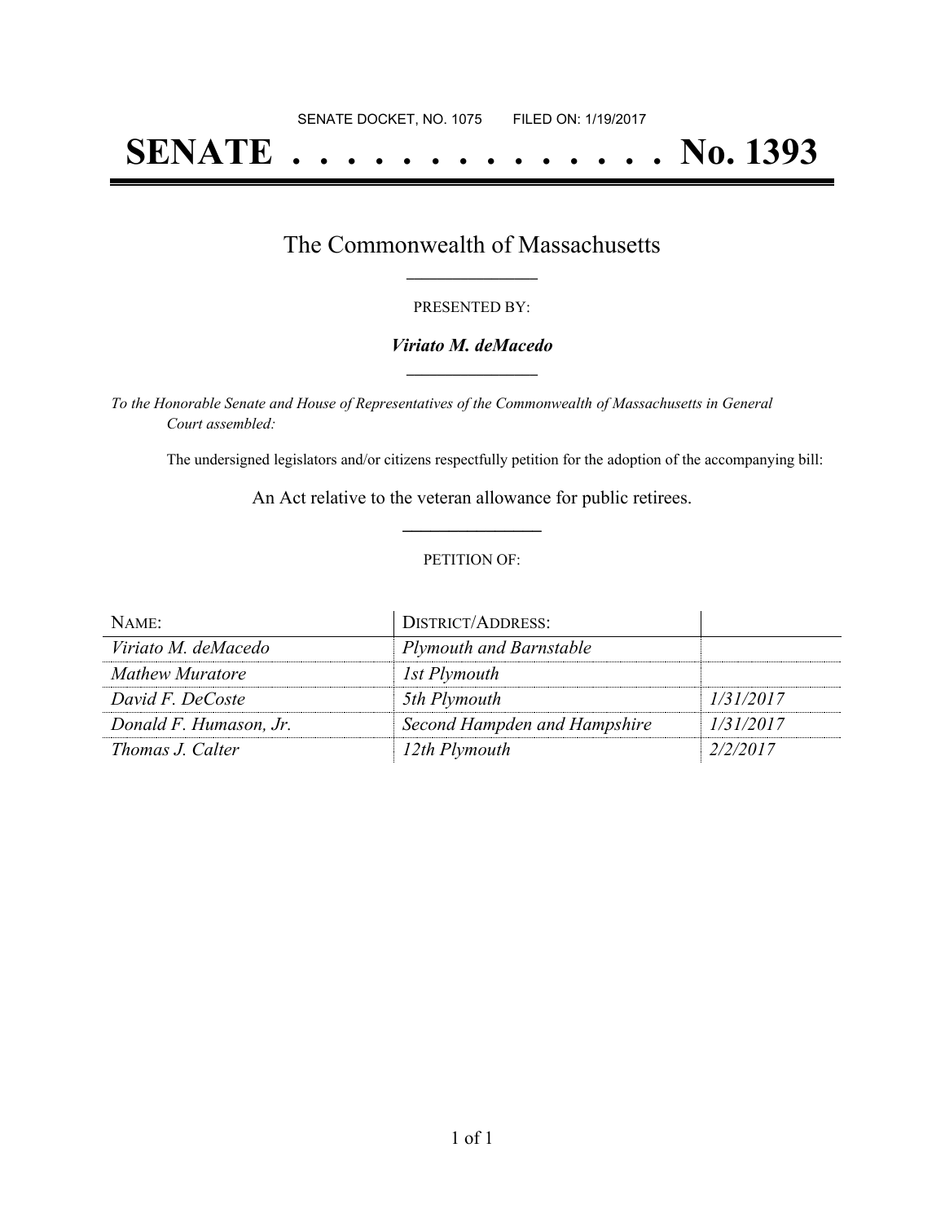SENATE DOCKET, NO. 1075 FILED ON: 1/19/2017

# SENATE . . . . . . . . . . . . . . No. 1393

## The Commonwealth of Massachusetts

PRESENTED BY:

***Viriato M. deMacedo***

*To the Honorable Senate and House of Representatives of the Commonwealth of Massachusetts in General Court assembled:*

The undersigned legislators and/or citizens respectfully petition for the adoption of the accompanying bill:

An Act relative to the veteran allowance for public retirees.

PETITION OF:

| NAME: | DISTRICT/ADDRESS: | |
|---|---|---|
| *Viriato M. deMacedo* | *Plymouth and Barnstable* | |
| *Mathew Muratore* | *1st Plymouth* | |
| *David F. DeCoste* | *5th Plymouth* | *1/31/2017* |
| *Donald F. Humason, Jr.* | *Second Hampden and Hampshire* | *1/31/2017* |
| *Thomas J. Calter* | *12th Plymouth* | *2/2/2017* |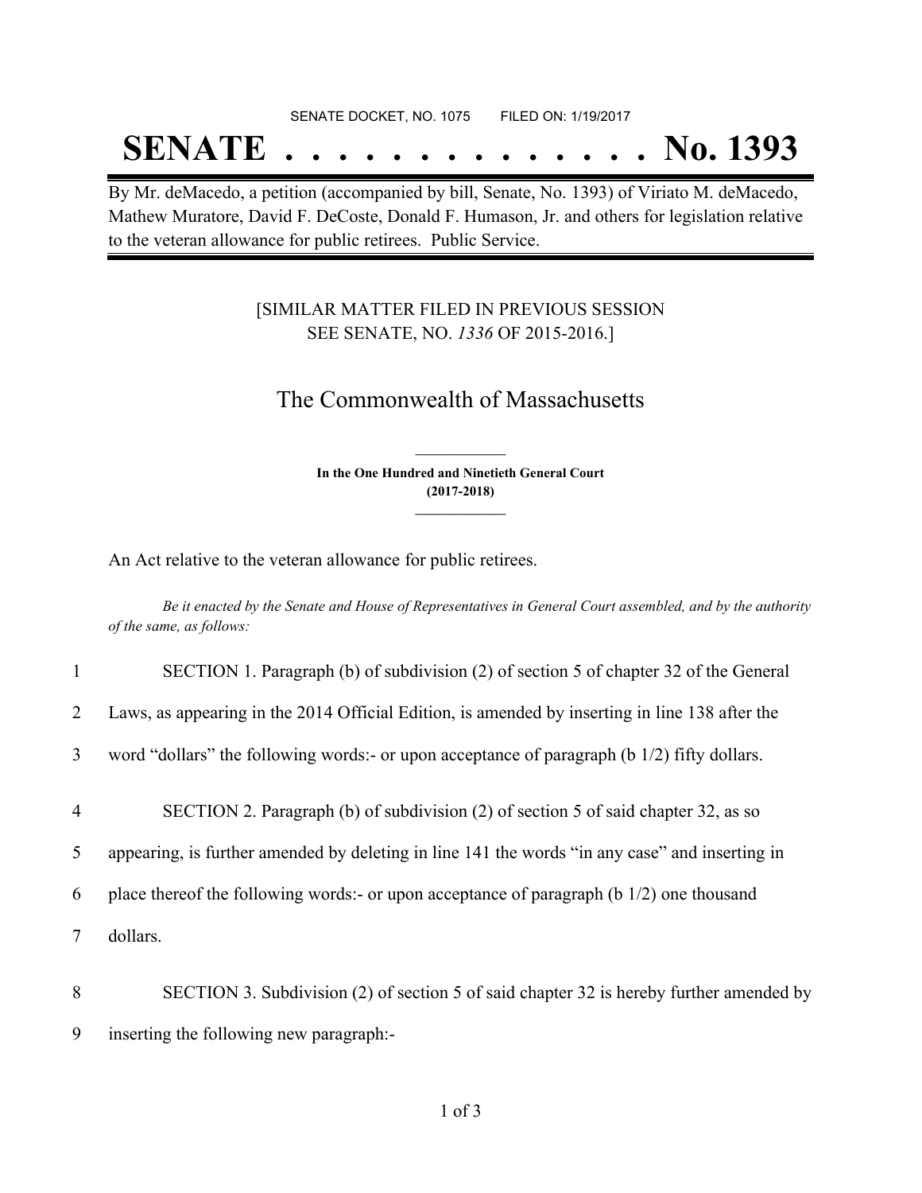SENATE DOCKET, NO. 1075 FILED ON: 1/19/2017

# SENATE . . . . . . . . . . . . . . No. 1393

By Mr. deMacedo, a petition (accompanied by bill, Senate, No. 1393) of Viriato M. deMacedo, Mathew Muratore, David F. DeCoste, Donald F. Humason, Jr. and others for legislation relative to the veteran allowance for public retirees. Public Service.

[SIMILAR MATTER FILED IN PREVIOUS SESSION SEE SENATE, NO. *1336* OF 2015-2016.]

## The Commonwealth of Massachusetts

**In the One Hundred and Ninetieth General Court (2017-2018)**

An Act relative to the veteran allowance for public retirees.

*Be it enacted by the Senate and House of Representatives in General Court assembled, and by the authority of the same, as follows:*

1 SECTION 1. Paragraph (b) of subdivision (2) of section 5 of chapter 32 of the General
2 Laws, as appearing in the 2014 Official Edition, is amended by inserting in line 138 after the
3 word "dollars" the following words:- or upon acceptance of paragraph (b 1/2) fifty dollars.

4 SECTION 2. Paragraph (b) of subdivision (2) of section 5 of said chapter 32, as so
5 appearing, is further amended by deleting in line 141 the words "in any case" and inserting in
6 place thereof the following words:- or upon acceptance of paragraph (b 1/2) one thousand
7 dollars.

8 SECTION 3. Subdivision (2) of section 5 of said chapter 32 is hereby further amended by
9 inserting the following new paragraph:-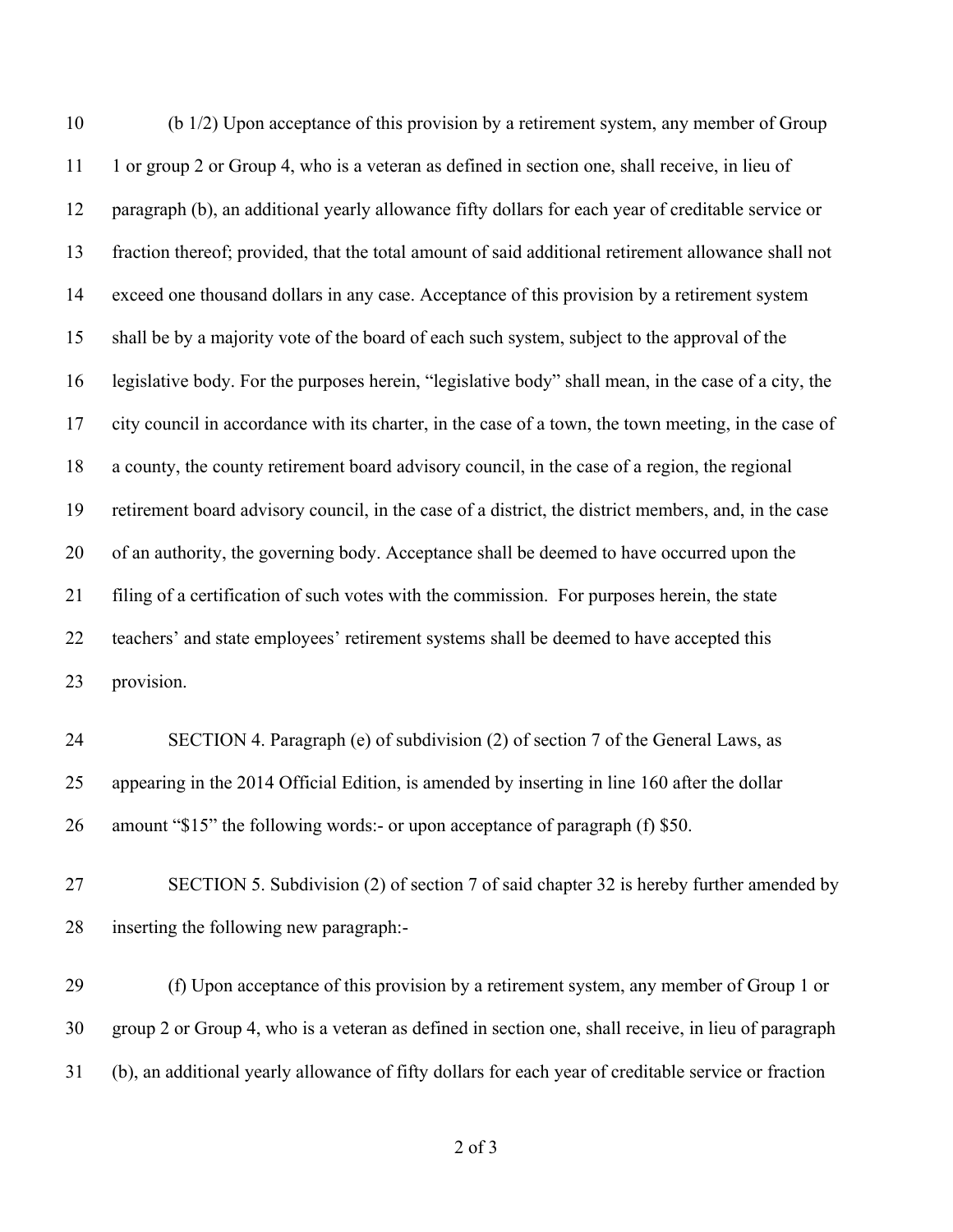(b 1/2) Upon acceptance of this provision by a retirement system, any member of Group 1 or group 2 or Group 4, who is a veteran as defined in section one, shall receive, in lieu of paragraph (b), an additional yearly allowance fifty dollars for each year of creditable service or fraction thereof; provided, that the total amount of said additional retirement allowance shall not exceed one thousand dollars in any case. Acceptance of this provision by a retirement system shall be by a majority vote of the board of each such system, subject to the approval of the legislative body. For the purposes herein, "legislative body" shall mean, in the case of a city, the city council in accordance with its charter, in the case of a town, the town meeting, in the case of a county, the county retirement board advisory council, in the case of a region, the regional retirement board advisory council, in the case of a district, the district members, and, in the case of an authority, the governing body. Acceptance shall be deemed to have occurred upon the filing of a certification of such votes with the commission. For purposes herein, the state teachers' and state employees' retirement systems shall be deemed to have accepted this provision.

SECTION 4. Paragraph (e) of subdivision (2) of section 7 of the General Laws, as appearing in the 2014 Official Edition, is amended by inserting in line 160 after the dollar amount "$15" the following words:- or upon acceptance of paragraph (f) $50.

SECTION 5. Subdivision (2) of section 7 of said chapter 32 is hereby further amended by inserting the following new paragraph:-

(f) Upon acceptance of this provision by a retirement system, any member of Group 1 or group 2 or Group 4, who is a veteran as defined in section one, shall receive, in lieu of paragraph (b), an additional yearly allowance of fifty dollars for each year of creditable service or fraction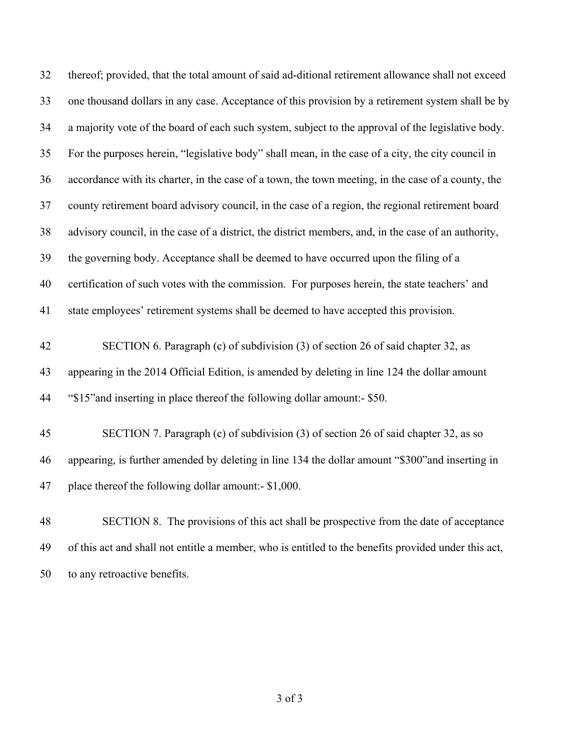thereof; provided, that the total amount of said ad-ditional retirement allowance shall not exceed one thousand dollars in any case. Acceptance of this provision by a retirement system shall be by a majority vote of the board of each such system, subject to the approval of the legislative body. For the purposes herein, "legislative body" shall mean, in the case of a city, the city council in accordance with its charter, in the case of a town, the town meeting, in the case of a county, the county retirement board advisory council, in the case of a region, the regional retirement board advisory council, in the case of a district, the district members, and, in the case of an authority, the governing body. Acceptance shall be deemed to have occurred upon the filing of a certification of such votes with the commission. For purposes herein, the state teachers' and state employees' retirement systems shall be deemed to have accepted this provision.

SECTION 6. Paragraph (c) of subdivision (3) of section 26 of said chapter 32, as appearing in the 2014 Official Edition, is amended by deleting in line 124 the dollar amount "$15"and inserting in place thereof the following dollar amount:- $50.

SECTION 7. Paragraph (c) of subdivision (3) of section 26 of said chapter 32, as so appearing, is further amended by deleting in line 134 the dollar amount "$300"and inserting in place thereof the following dollar amount:- $1,000.

SECTION 8. The provisions of this act shall be prospective from the date of acceptance of this act and shall not entitle a member, who is entitled to the benefits provided under this act, to any retroactive benefits.